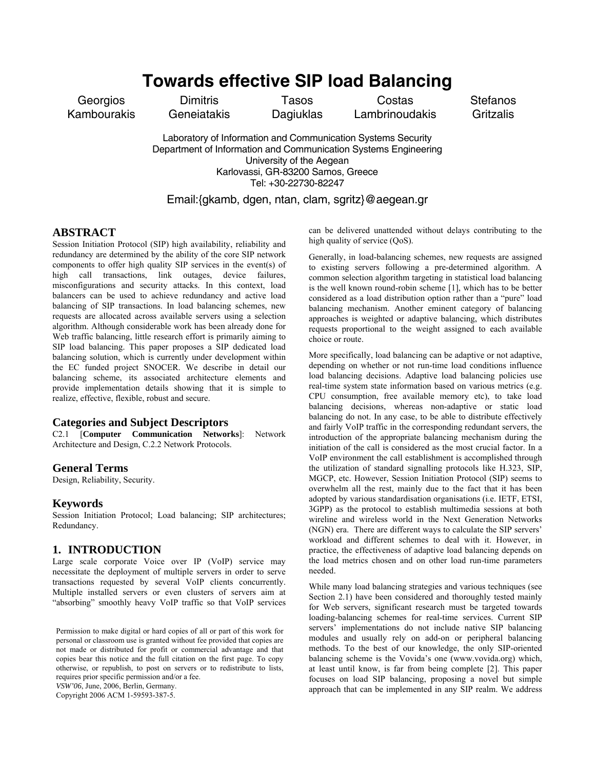# Towards effective SIP load Balancing

Georgios Kambourakis, Dimitris Geneiatakis, Tasos Dagiuklas, Costas Lambrinoudakis, Stefanos Gritzalis

Laboratory of Information and Communication Systems Security
Department of Information and Communication Systems Engineering
University of the Aegean
Karlovassi, GR-83200 Samos, Greece
Tel: +30-22730-82247

Email:{gkamb, dgen, ntan, clam, sgritz}@aegean.gr

## ABSTRACT

Session Initiation Protocol (SIP) high availability, reliability and redundancy are determined by the ability of the core SIP network components to offer high quality SIP services in the event(s) of high call transactions, link outages, device failures, misconfigurations and security attacks. In this context, load balancers can be used to achieve redundancy and active load balancing of SIP transactions. In load balancing schemes, new requests are allocated across available servers using a selection algorithm. Although considerable work has been already done for Web traffic balancing, little research effort is primarily aiming to SIP load balancing. This paper proposes a SIP dedicated load balancing solution, which is currently under development within the EC funded project SNOCER. We describe in detail our balancing scheme, its associated architecture elements and provide implementation details showing that it is simple to realize, effective, flexible, robust and secure.

## Categories and Subject Descriptors

C2.1 [**Computer Communication Networks**]: Network Architecture and Design, C.2.2 Network Protocols.

## General Terms

Design, Reliability, Security.

## Keywords

Session Initiation Protocol; Load balancing; SIP architectures; Redundancy.

## 1. INTRODUCTION

Large scale corporate Voice over IP (VoIP) service may necessitate the deployment of multiple servers in order to serve transactions requested by several VoIP clients concurrently. Multiple installed servers or even clusters of servers aim at "absorbing" smoothly heavy VoIP traffic so that VoIP services can be delivered unattended without delays contributing to the high quality of service (QoS).

Generally, in load-balancing schemes, new requests are assigned to existing servers following a pre-determined algorithm. A common selection algorithm targeting in statistical load balancing is the well known round-robin scheme [1], which has to be better considered as a load distribution option rather than a "pure" load balancing mechanism. Another eminent category of balancing approaches is weighted or adaptive balancing, which distributes requests proportional to the weight assigned to each available choice or route.

More specifically, load balancing can be adaptive or not adaptive, depending on whether or not run-time load conditions influence load balancing decisions. Adaptive load balancing policies use real-time system state information based on various metrics (e.g. CPU consumption, free available memory etc), to take load balancing decisions, whereas non-adaptive or static load balancing do not. In any case, to be able to distribute effectively and fairly VoIP traffic in the corresponding redundant servers, the introduction of the appropriate balancing mechanism during the initiation of the call is considered as the most crucial factor. In a VoIP environment the call establishment is accomplished through the utilization of standard signalling protocols like H.323, SIP, MGCP, etc. However, Session Initiation Protocol (SIP) seems to overwhelm all the rest, mainly due to the fact that it has been adopted by various standardisation organisations (i.e. IETF, ETSI, 3GPP) as the protocol to establish multimedia sessions at both wireline and wireless world in the Next Generation Networks (NGN) era. There are different ways to calculate the SIP servers' workload and different schemes to deal with it. However, in practice, the effectiveness of adaptive load balancing depends on the load metrics chosen and on other load run-time parameters needed.

While many load balancing strategies and various techniques (see Section 2.1) have been considered and thoroughly tested mainly for Web servers, significant research must be targeted towards loading-balancing schemes for real-time services. Current SIP servers' implementations do not include native SIP balancing modules and usually rely on add-on or peripheral balancing methods. To the best of our knowledge, the only SIP-oriented balancing scheme is the Vovida's one (www.vovida.org) which, at least until know, is far from being complete [2]. This paper focuses on load SIP balancing, proposing a novel but simple approach that can be implemented in any SIP realm. We address

Permission to make digital or hard copies of all or part of this work for personal or classroom use is granted without fee provided that copies are not made or distributed for profit or commercial advantage and that copies bear this notice and the full citation on the first page. To copy otherwise, or republish, to post on servers or to redistribute to lists, requires prior specific permission and/or a fee.
*VSW'06*, June, 2006, Berlin, Germany.
Copyright 2006 ACM 1-59593-387-5.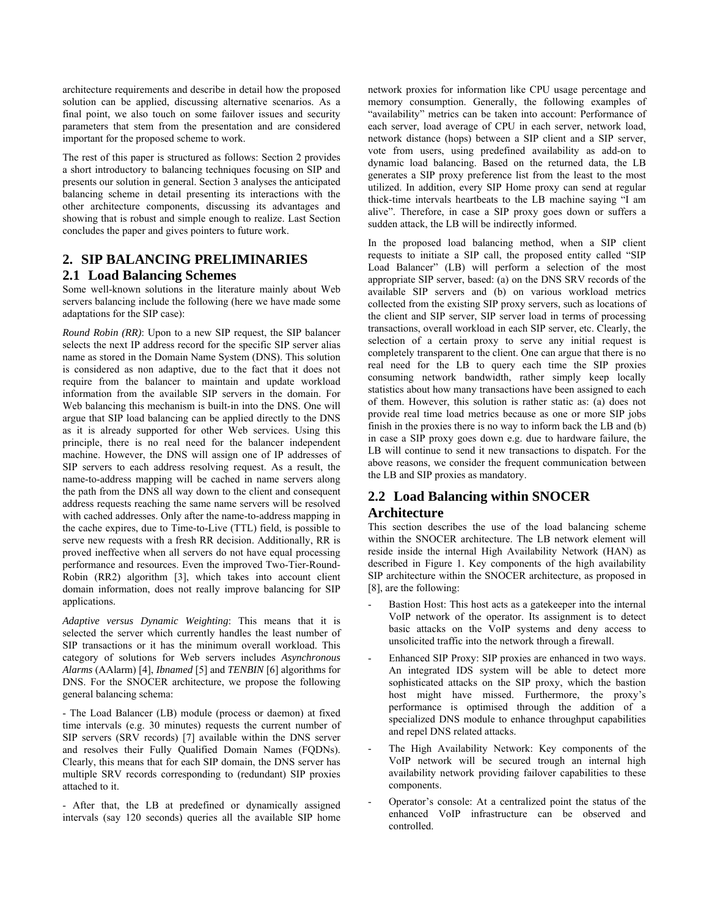architecture requirements and describe in detail how the proposed solution can be applied, discussing alternative scenarios. As a final point, we also touch on some failover issues and security parameters that stem from the presentation and are considered important for the proposed scheme to work.

The rest of this paper is structured as follows: Section 2 provides a short introductory to balancing techniques focusing on SIP and presents our solution in general. Section 3 analyses the anticipated balancing scheme in detail presenting its interactions with the other architecture components, discussing its advantages and showing that is robust and simple enough to realize. Last Section concludes the paper and gives pointers to future work.

# 2. SIP BALANCING PRELIMINARIES

## 2.1 Load Balancing Schemes

Some well-known solutions in the literature mainly about Web servers balancing include the following (here we have made some adaptations for the SIP case):

*Round Robin (RR)*: Upon to a new SIP request, the SIP balancer selects the next IP address record for the specific SIP server alias name as stored in the Domain Name System (DNS). This solution is considered as non adaptive, due to the fact that it does not require from the balancer to maintain and update workload information from the available SIP servers in the domain. For Web balancing this mechanism is built-in into the DNS. One will argue that SIP load balancing can be applied directly to the DNS as it is already supported for other Web services. Using this principle, there is no real need for the balancer independent machine. However, the DNS will assign one of IP addresses of SIP servers to each address resolving request. As a result, the name-to-address mapping will be cached in name servers along the path from the DNS all way down to the client and consequent address requests reaching the same name servers will be resolved with cached addresses. Only after the name-to-address mapping in the cache expires, due to Time-to-Live (TTL) field, is possible to serve new requests with a fresh RR decision. Additionally, RR is proved ineffective when all servers do not have equal processing performance and resources. Even the improved Two-Tier-Round-Robin (RR2) algorithm [3], which takes into account client domain information, does not really improve balancing for SIP applications.

*Adaptive versus Dynamic Weighting*: This means that it is selected the server which currently handles the least number of SIP transactions or it has the minimum overall workload. This category of solutions for Web servers includes *Asynchronous Alarms* (AAlarm) [4], *Ibnamed* [5] and *TENBIN* [6] algorithms for DNS. For the SNOCER architecture, we propose the following general balancing schema:

- The Load Balancer (LB) module (process or daemon) at fixed time intervals (e.g. 30 minutes) requests the current number of SIP servers (SRV records) [7] available within the DNS server and resolves their Fully Qualified Domain Names (FQDNs). Clearly, this means that for each SIP domain, the DNS server has multiple SRV records corresponding to (redundant) SIP proxies attached to it.

- After that, the LB at predefined or dynamically assigned intervals (say 120 seconds) queries all the available SIP home network proxies for information like CPU usage percentage and memory consumption. Generally, the following examples of "availability" metrics can be taken into account: Performance of each server, load average of CPU in each server, network load, network distance (hops) between a SIP client and a SIP server, vote from users, using predefined availability as add-on to dynamic load balancing. Based on the returned data, the LB generates a SIP proxy preference list from the least to the most utilized. In addition, every SIP Home proxy can send at regular thick-time intervals heartbeats to the LB machine saying "I am alive". Therefore, in case a SIP proxy goes down or suffers a sudden attack, the LB will be indirectly informed.

In the proposed load balancing method, when a SIP client requests to initiate a SIP call, the proposed entity called "SIP Load Balancer" (LB) will perform a selection of the most appropriate SIP server, based: (a) on the DNS SRV records of the available SIP servers and (b) on various workload metrics collected from the existing SIP proxy servers, such as locations of the client and SIP server, SIP server load in terms of processing transactions, overall workload in each SIP server, etc. Clearly, the selection of a certain proxy to serve any initial request is completely transparent to the client. One can argue that there is no real need for the LB to query each time the SIP proxies consuming network bandwidth, rather simply keep locally statistics about how many transactions have been assigned to each of them. However, this solution is rather static as: (a) does not provide real time load metrics because as one or more SIP jobs finish in the proxies there is no way to inform back the LB and (b) in case a SIP proxy goes down e.g. due to hardware failure, the LB will continue to send it new transactions to dispatch. For the above reasons, we consider the frequent communication between the LB and SIP proxies as mandatory.

## 2.2 Load Balancing within SNOCER Architecture

This section describes the use of the load balancing scheme within the SNOCER architecture. The LB network element will reside inside the internal High Availability Network (HAN) as described in Figure 1. Key components of the high availability SIP architecture within the SNOCER architecture, as proposed in [8], are the following:

- Bastion Host: This host acts as a gatekeeper into the internal VoIP network of the operator. Its assignment is to detect basic attacks on the VoIP systems and deny access to unsolicited traffic into the network through a firewall.
- Enhanced SIP Proxy: SIP proxies are enhanced in two ways. An integrated IDS system will be able to detect more sophisticated attacks on the SIP proxy, which the bastion host might have missed. Furthermore, the proxy's performance is optimised through the addition of a specialized DNS module to enhance throughput capabilities and repel DNS related attacks.
- The High Availability Network: Key components of the VoIP network will be secured trough an internal high availability network providing failover capabilities to these components.
- Operator's console: At a centralized point the status of the enhanced VoIP infrastructure can be observed and controlled.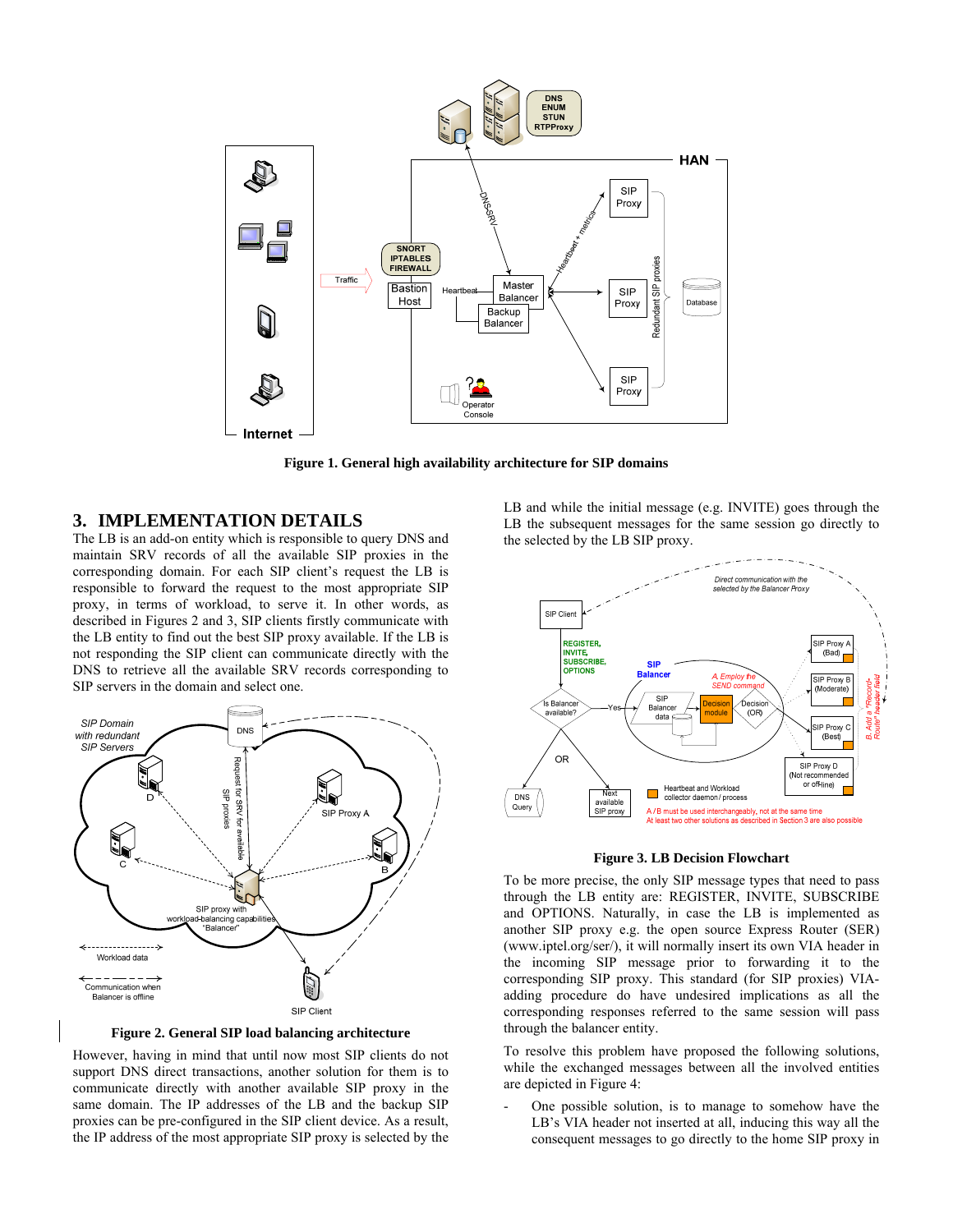Figure 1. General high availability architecture for SIP domains

## 3. IMPLEMENTATION DETAILS

The LB is an add-on entity which is responsible to query DNS and maintain SRV records of all the available SIP proxies in the corresponding domain. For each SIP client's request the LB is responsible to forward the request to the most appropriate SIP proxy, in terms of workload, to serve it. In other words, as described in Figures 2 and 3, SIP clients firstly communicate with the LB entity to find out the best SIP proxy available. If the LB is not responding the SIP client can communicate directly with the DNS to retrieve all the available SRV records corresponding to SIP servers in the domain and select one.

Figure 2. General SIP load balancing architecture

However, having in mind that until now most SIP clients do not support DNS direct transactions, another solution for them is to communicate directly with another available SIP proxy in the same domain. The IP addresses of the LB and the backup SIP proxies can be pre-configured in the SIP client device. As a result, the IP address of the most appropriate SIP proxy is selected by the LB and while the initial message (e.g. INVITE) goes through the LB the subsequent messages for the same session go directly to the selected by the LB SIP proxy.

Figure 3. LB Decision Flowchart

To be more precise, the only SIP message types that need to pass through the LB entity are: REGISTER, INVITE, SUBSCRIBE and OPTIONS. Naturally, in case the LB is implemented as another SIP proxy e.g. the open source Express Router (SER) (www.iptel.org/ser/), it will normally insert its own VIA header in the incoming SIP message prior to forwarding it to the corresponding SIP proxy. This standard (for SIP proxies) VIA-adding procedure do have undesired implications as all the corresponding responses referred to the same session will pass through the balancer entity.

To resolve this problem have proposed the following solutions, while the exchanged messages between all the involved entities are depicted in Figure 4:

- One possible solution, is to manage to somehow have the LB's VIA header not inserted at all, inducing this way all the consequent messages to go directly to the home SIP proxy in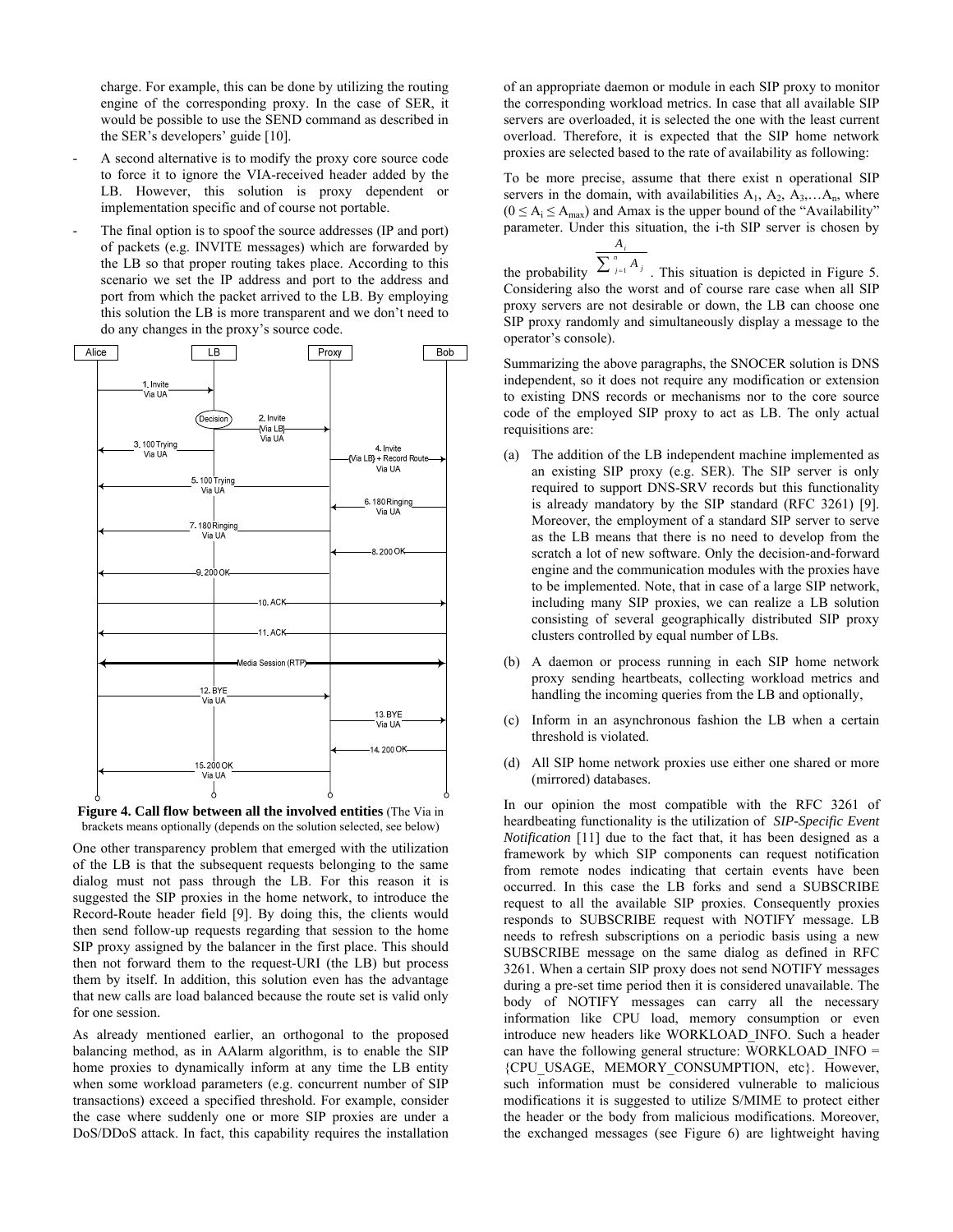charge. For example, this can be done by utilizing the routing engine of the corresponding proxy. In the case of SER, it would be possible to use the SEND command as described in the SER's developers' guide [10].

- A second alternative is to modify the proxy core source code to force it to ignore the VIA-received header added by the LB. However, this solution is proxy dependent or implementation specific and of course not portable.
- The final option is to spoof the source addresses (IP and port) of packets (e.g. INVITE messages) which are forwarded by the LB so that proper routing takes place. According to this scenario we set the IP address and port to the address and port from which the packet arrived to the LB. By employing this solution the LB is more transparent and we don't need to do any changes in the proxy's source code.

**Figure 4. Call flow between all the involved entities** (The Via in brackets means optionally (depends on the solution selected, see below)

One other transparency problem that emerged with the utilization of the LB is that the subsequent requests belonging to the same dialog must not pass through the LB. For this reason it is suggested the SIP proxies in the home network, to introduce the Record-Route header field [9]. By doing this, the clients would then send follow-up requests regarding that session to the home SIP proxy assigned by the balancer in the first place. This should then not forward them to the request-URI (the LB) but process them by itself. In addition, this solution even has the advantage that new calls are load balanced because the route set is valid only for one session.

As already mentioned earlier, an orthogonal to the proposed balancing method, as in AAlarm algorithm, is to enable the SIP home proxies to dynamically inform at any time the LB entity when some workload parameters (e.g. concurrent number of SIP transactions) exceed a specified threshold. For example, consider the case where suddenly one or more SIP proxies are under a DoS/DDoS attack. In fact, this capability requires the installation of an appropriate daemon or module in each SIP proxy to monitor the corresponding workload metrics. In case that all available SIP servers are overloaded, it is selected the one with the least current overload. Therefore, it is expected that the SIP home network proxies are selected based to the rate of availability as following:

To be more precise, assume that there exist n operational SIP servers in the domain, with availabilities $A_1$, $A_2$, $A_3$,…$A_n$, where ($0 \leq A_i \leq A_{max}$) and Amax is the upper bound of the "Availability" parameter. Under this situation, the i-th SIP server is chosen by the probability $\frac{A_i}{\sum_{j=1}^{n} A_j}$. This situation is depicted in Figure 5. Considering also the worst and of course rare case when all SIP proxy servers are not desirable or down, the LB can choose one SIP proxy randomly and simultaneously display a message to the operator's console).

Summarizing the above paragraphs, the SNOCER solution is DNS independent, so it does not require any modification or extension to existing DNS records or mechanisms nor to the core source code of the employed SIP proxy to act as LB. The only actual requisitions are:

(a) The addition of the LB independent machine implemented as an existing SIP proxy (e.g. SER). The SIP server is only required to support DNS-SRV records but this functionality is already mandatory by the SIP standard (RFC 3261) [9]. Moreover, the employment of a standard SIP server to serve as the LB means that there is no need to develop from the scratch a lot of new software. Only the decision-and-forward engine and the communication modules with the proxies have to be implemented. Note, that in case of a large SIP network, including many SIP proxies, we can realize a LB solution consisting of several geographically distributed SIP proxy clusters controlled by equal number of LBs.

(b) A daemon or process running in each SIP home network proxy sending heartbeats, collecting workload metrics and handling the incoming queries from the LB and optionally,

(c) Inform in an asynchronous fashion the LB when a certain threshold is violated.

(d) All SIP home network proxies use either one shared or more (mirrored) databases.

In our opinion the most compatible with the RFC 3261 of heardbeating functionality is the utilization of *SIP-Specific Event Notification* [11] due to the fact that, it has been designed as a framework by which SIP components can request notification from remote nodes indicating that certain events have been occurred. In this case the LB forks and send a SUBSCRIBE request to all the available SIP proxies. Consequently proxies responds to SUBSCRIBE request with NOTIFY message. LB needs to refresh subscriptions on a periodic basis using a new SUBSCRIBE message on the same dialog as defined in RFC 3261. When a certain SIP proxy does not send NOTIFY messages during a pre-set time period then it is considered unavailable. The body of NOTIFY messages can carry all the necessary information like CPU load, memory consumption or even introduce new headers like WORKLOAD_INFO. Such a header can have the following general structure: WORKLOAD_INFO = {CPU_USAGE, MEMORY_CONSUMPTION, etc}. However, such information must be considered vulnerable to malicious modifications it is suggested to utilize S/MIME to protect either the header or the body from malicious modifications. Moreover, the exchanged messages (see Figure 6) are lightweight having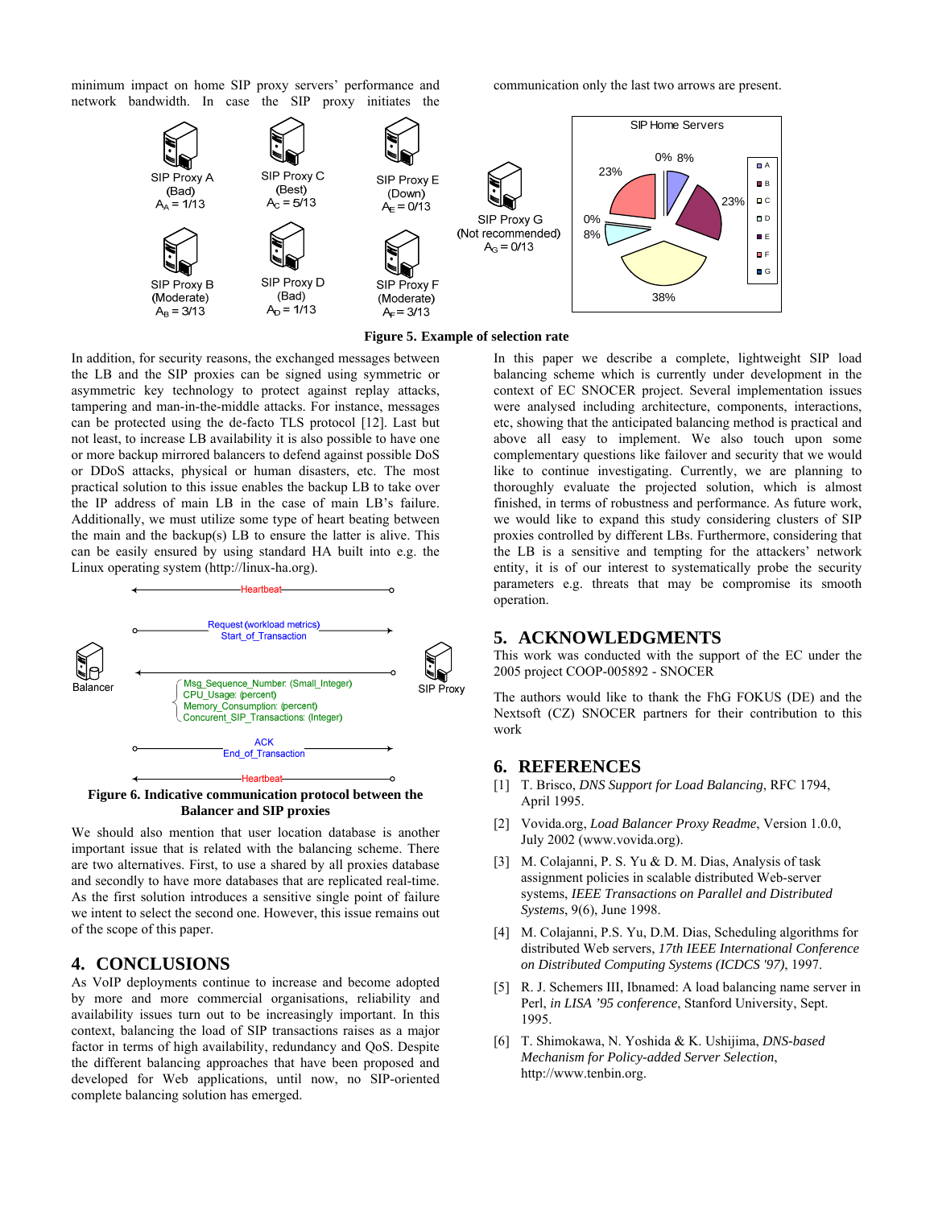minimum impact on home SIP proxy servers' performance and network bandwidth. In case the SIP proxy initiates the communication only the last two arrows are present.

**Figure 5. Example of selection rate**

In addition, for security reasons, the exchanged messages between the LB and the SIP proxies can be signed using symmetric or asymmetric key technology to protect against replay attacks, tampering and man-in-the-middle attacks. For instance, messages can be protected using the de-facto TLS protocol [12]. Last but not least, to increase LB availability it is also possible to have one or more backup mirrored balancers to defend against possible DoS or DDoS attacks, physical or human disasters, etc. The most practical solution to this issue enables the backup LB to take over the IP address of main LB in the case of main LB's failure. Additionally, we must utilize some type of heart beating between the main and the backup(s) LB to ensure the latter is alive. This can be easily ensured by using standard HA built into e.g. the Linux operating system (http://linux-ha.org).

**Figure 6. Indicative communication protocol between the Balancer and SIP proxies**

We should also mention that user location database is another important issue that is related with the balancing scheme. There are two alternatives. First, to use a shared by all proxies database and secondly to have more databases that are replicated real-time. As the first solution introduces a sensitive single point of failure we intent to select the second one. However, this issue remains out of the scope of this paper.

## 4. CONCLUSIONS

As VoIP deployments continue to increase and become adopted by more and more commercial organisations, reliability and availability issues turn out to be increasingly important. In this context, balancing the load of SIP transactions raises as a major factor in terms of high availability, redundancy and QoS. Despite the different balancing approaches that have been proposed and developed for Web applications, until now, no SIP-oriented complete balancing solution has emerged.

In this paper we describe a complete, lightweight SIP load balancing scheme which is currently under development in the context of EC SNOCER project. Several implementation issues were analysed including architecture, components, interactions, etc, showing that the anticipated balancing method is practical and above all easy to implement. We also touch upon some complementary questions like failover and security that we would like to continue investigating. Currently, we are planning to thoroughly evaluate the projected solution, which is almost finished, in terms of robustness and performance. As future work, we would like to expand this study considering clusters of SIP proxies controlled by different LBs. Furthermore, considering that the LB is a sensitive and tempting for the attackers' network entity, it is of our interest to systematically probe the security parameters e.g. threats that may be compromise its smooth operation.

## 5. ACKNOWLEDGMENTS

This work was conducted with the support of the EC under the 2005 project COOP-005892 - SNOCER

The authors would like to thank the FhG FOKUS (DE) and the Nextsoft (CZ) SNOCER partners for their contribution to this work

## 6. REFERENCES

[1] T. Brisco, *DNS Support for Load Balancing*, RFC 1794, April 1995.

[2] Vovida.org, *Load Balancer Proxy Readme*, Version 1.0.0, July 2002 (www.vovida.org).

[3] M. Colajanni, P. S. Yu & D. M. Dias, Analysis of task assignment policies in scalable distributed Web-server systems, *IEEE Transactions on Parallel and Distributed Systems*, 9(6), June 1998.

[4] M. Colajanni, P.S. Yu, D.M. Dias, Scheduling algorithms for distributed Web servers, *17th IEEE International Conference on Distributed Computing Systems (ICDCS '97)*, 1997.

[5] R. J. Schemers III, Ibnamed: A load balancing name server in Perl, *in LISA '95 conference*, Stanford University, Sept. 1995.

[6] T. Shimokawa, N. Yoshida & K. Ushijima, *DNS-based Mechanism for Policy-added Server Selection*, http://www.tenbin.org.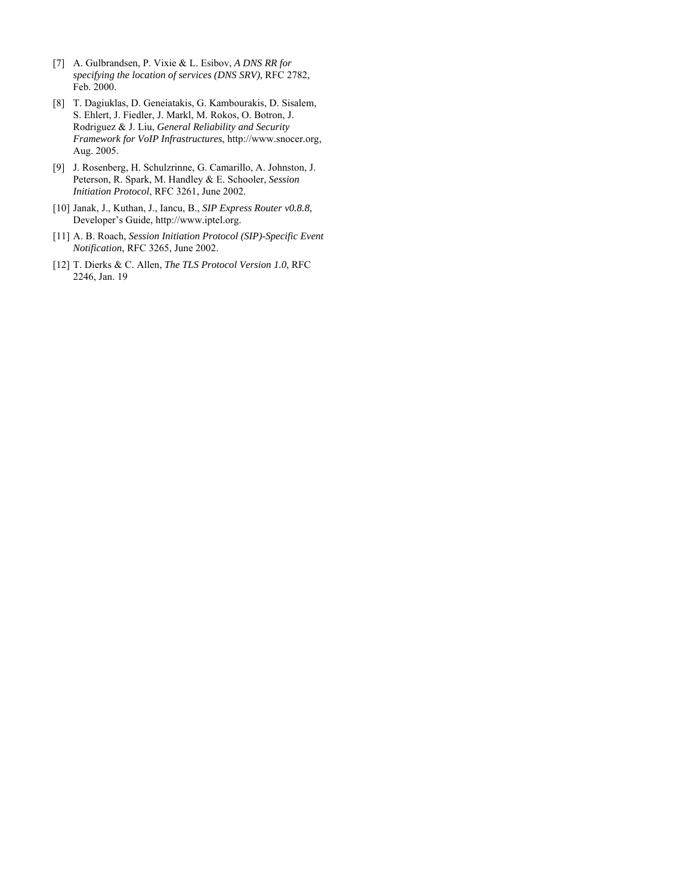[7] A. Gulbrandsen, P. Vixie & L. Esibov, *A DNS RR for specifying the location of services (DNS SRV)*, RFC 2782, Feb. 2000.

[8] T. Dagiuklas, D. Geneiatakis, G. Kambourakis, D. Sisalem, S. Ehlert, J. Fiedler, J. Markl, M. Rokos, O. Botron, J. Rodriguez & J. Liu, *General Reliability and Security Framework for VoIP Infrastructures*, http://www.snocer.org, Aug. 2005.

[9] J. Rosenberg, H. Schulzrinne, G. Camarillo, A. Johnston, J. Peterson, R. Spark, M. Handley & E. Schooler, *Session Initiation Protocol*, RFC 3261, June 2002.

[10] Janak, J., Kuthan, J., Iancu, B., *SIP Express Router v0.8.8*, Developer's Guide, http://www.iptel.org.

[11] A. B. Roach, *Session Initiation Protocol (SIP)-Specific Event Notification*, RFC 3265, June 2002.

[12] T. Dierks & C. Allen, *The TLS Protocol Version 1.0*, RFC 2246, Jan. 19